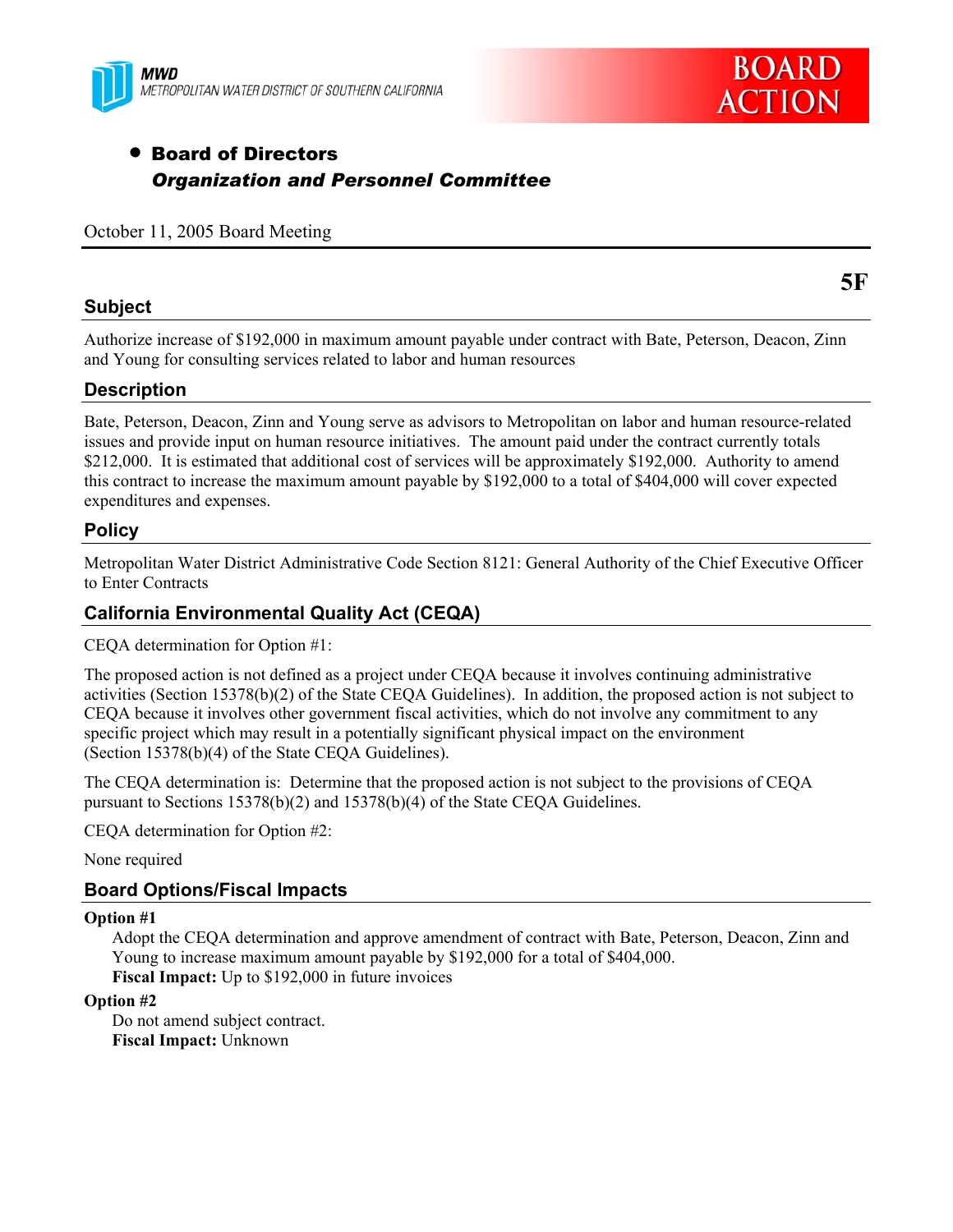MWD
METROPOLITAN WATER DISTRICT OF SOUTHERN CALIFORNIA

**BOARD ACTION**

- **Board of Directors**
  ***Organization and Personnel Committee***

October 11, 2005 Board Meeting

**5F**

## Subject

Authorize increase of $192,000 in maximum amount payable under contract with Bate, Peterson, Deacon, Zinn and Young for consulting services related to labor and human resources

## Description

Bate, Peterson, Deacon, Zinn and Young serve as advisors to Metropolitan on labor and human resource-related issues and provide input on human resource initiatives. The amount paid under the contract currently totals $212,000. It is estimated that additional cost of services will be approximately $192,000. Authority to amend this contract to increase the maximum amount payable by $192,000 to a total of $404,000 will cover expected expenditures and expenses.

## Policy

Metropolitan Water District Administrative Code Section 8121: General Authority of the Chief Executive Officer to Enter Contracts

## California Environmental Quality Act (CEQA)

CEQA determination for Option #1:

The proposed action is not defined as a project under CEQA because it involves continuing administrative activities (Section 15378(b)(2) of the State CEQA Guidelines). In addition, the proposed action is not subject to CEQA because it involves other government fiscal activities, which do not involve any commitment to any specific project which may result in a potentially significant physical impact on the environment (Section 15378(b)(4) of the State CEQA Guidelines).

The CEQA determination is: Determine that the proposed action is not subject to the provisions of CEQA pursuant to Sections 15378(b)(2) and 15378(b)(4) of the State CEQA Guidelines.

CEQA determination for Option #2:

None required

## Board Options/Fiscal Impacts

**Option #1**

Adopt the CEQA determination and approve amendment of contract with Bate, Peterson, Deacon, Zinn and Young to increase maximum amount payable by $192,000 for a total of $404,000.
**Fiscal Impact:** Up to $192,000 in future invoices

**Option #2**

Do not amend subject contract.
**Fiscal Impact:** Unknown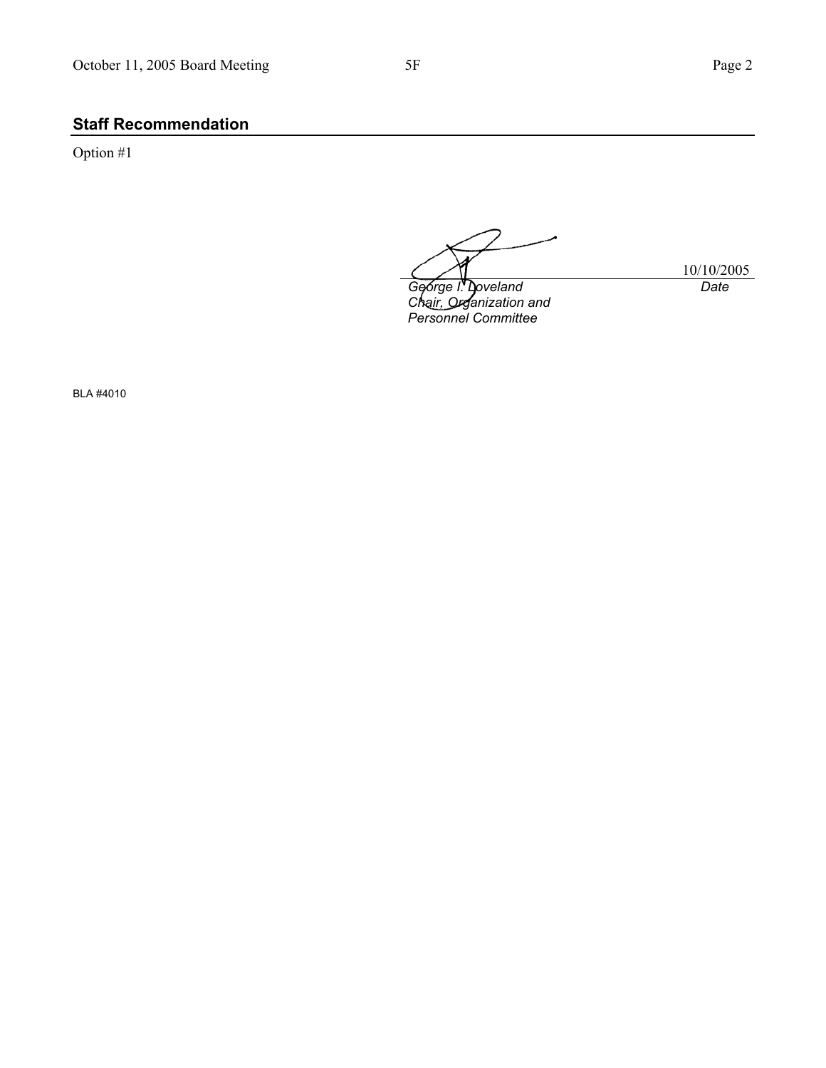## Staff Recommendation

Option #1

10/10/2005

*George I. Loveland*
*Chair, Organization and Personnel Committee*

*Date*

BLA #4010